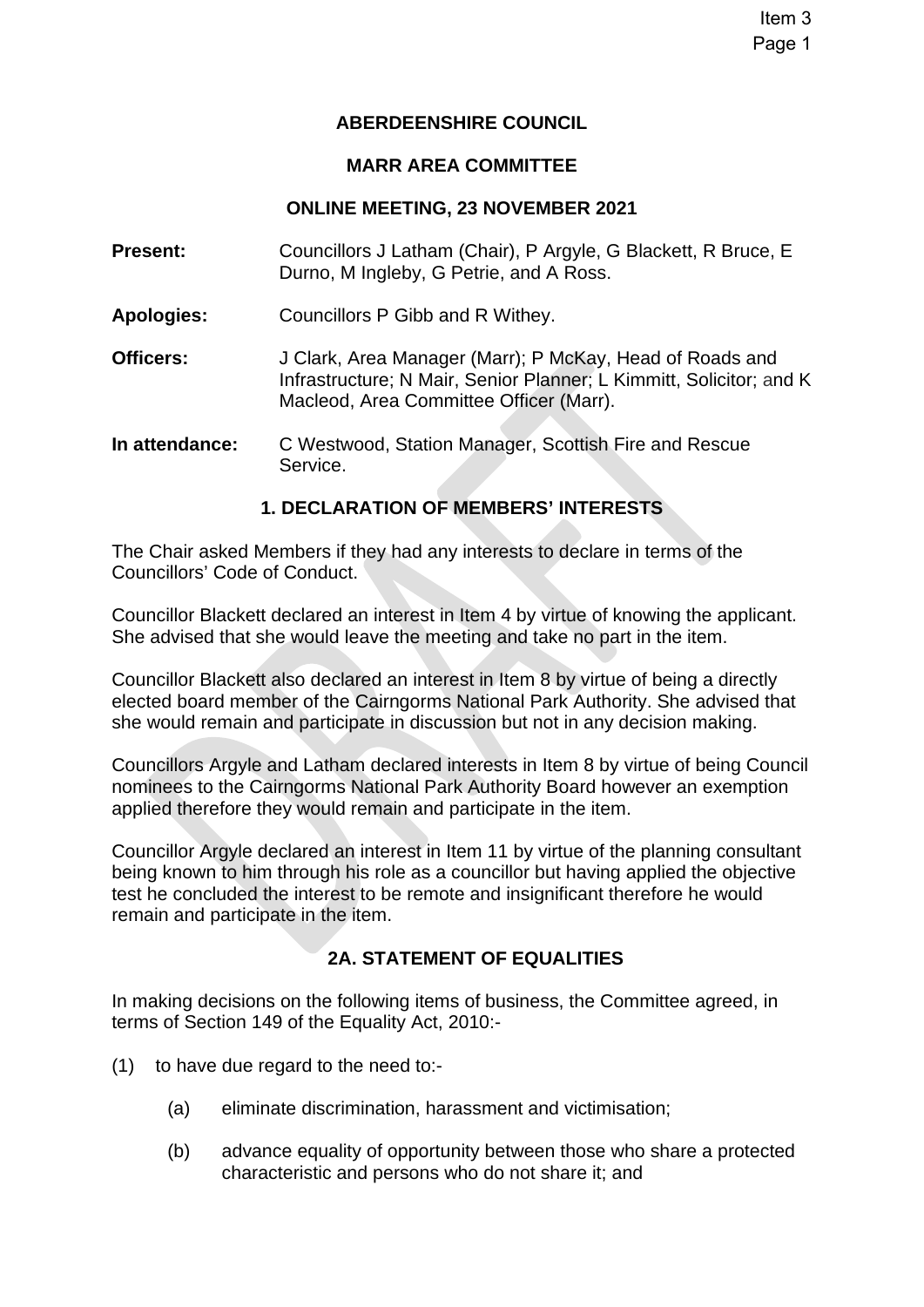# ABERDEENSHIRE COUNCIL

## MARR AREA COMMITTEE

### ONLINE MEETING, 23 NOVEMBER 2021

**Present:** Councillors J Latham (Chair), P Argyle, G Blackett, R Bruce, E Durno, M Ingleby, G Petrie, and A Ross.

**Apologies:** Councillors P Gibb and R Withey.

**Officers:** J Clark, Area Manager (Marr); P McKay, Head of Roads and Infrastructure; N Mair, Senior Planner; L Kimmitt, Solicitor; and K Macleod, Area Committee Officer (Marr).

**In attendance:** C Westwood, Station Manager, Scottish Fire and Rescue Service.

### 1. DECLARATION OF MEMBERS' INTERESTS

The Chair asked Members if they had any interests to declare in terms of the Councillors' Code of Conduct.

Councillor Blackett declared an interest in Item 4 by virtue of knowing the applicant. She advised that she would leave the meeting and take no part in the item.

Councillor Blackett also declared an interest in Item 8 by virtue of being a directly elected board member of the Cairngorms National Park Authority. She advised that she would remain and participate in discussion but not in any decision making.

Councillors Argyle and Latham declared interests in Item 8 by virtue of being Council nominees to the Cairngorms National Park Authority Board however an exemption applied therefore they would remain and participate in the item.

Councillor Argyle declared an interest in Item 11 by virtue of the planning consultant being known to him through his role as a councillor but having applied the objective test he concluded the interest to be remote and insignificant therefore he would remain and participate in the item.

### 2A. STATEMENT OF EQUALITIES

In making decisions on the following items of business, the Committee agreed, in terms of Section 149 of the Equality Act, 2010:-

(1) to have due regard to the need to:-

  (a) eliminate discrimination, harassment and victimisation;

  (b) advance equality of opportunity between those who share a protected characteristic and persons who do not share it; and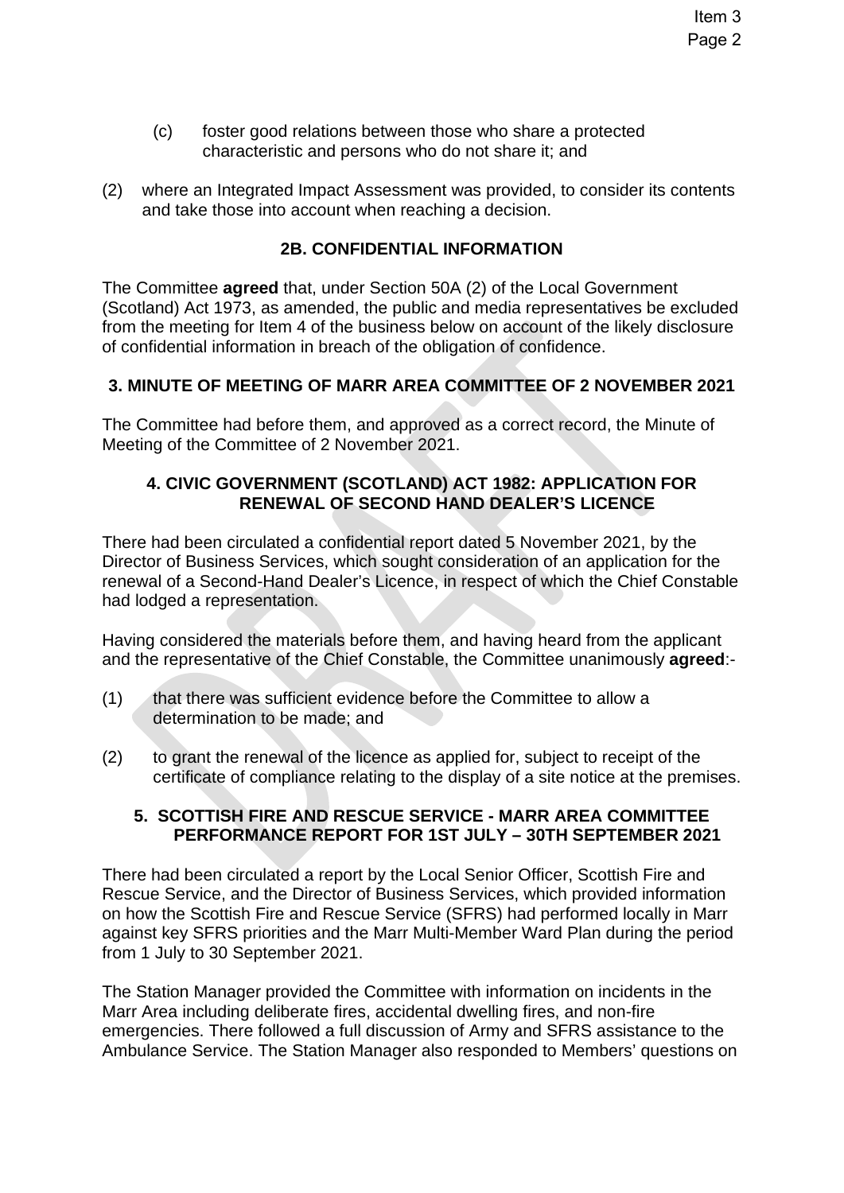(c) foster good relations between those who share a protected characteristic and persons who do not share it; and

(2) where an Integrated Impact Assessment was provided, to consider its contents and take those into account when reaching a decision.

## 2B. CONFIDENTIAL INFORMATION

The Committee **agreed** that, under Section 50A (2) of the Local Government (Scotland) Act 1973, as amended, the public and media representatives be excluded from the meeting for Item 4 of the business below on account of the likely disclosure of confidential information in breach of the obligation of confidence.

## 3. MINUTE OF MEETING OF MARR AREA COMMITTEE OF 2 NOVEMBER 2021

The Committee had before them, and approved as a correct record, the Minute of Meeting of the Committee of 2 November 2021.

## 4. CIVIC GOVERNMENT (SCOTLAND) ACT 1982: APPLICATION FOR RENEWAL OF SECOND HAND DEALER'S LICENCE

There had been circulated a confidential report dated 5 November 2021, by the Director of Business Services, which sought consideration of an application for the renewal of a Second-Hand Dealer's Licence, in respect of which the Chief Constable had lodged a representation.

Having considered the materials before them, and having heard from the applicant and the representative of the Chief Constable, the Committee unanimously **agreed**:-

(1) that there was sufficient evidence before the Committee to allow a determination to be made; and

(2) to grant the renewal of the licence as applied for, subject to receipt of the certificate of compliance relating to the display of a site notice at the premises.

## 5. SCOTTISH FIRE AND RESCUE SERVICE - MARR AREA COMMITTEE PERFORMANCE REPORT FOR 1ST JULY – 30TH SEPTEMBER 2021

There had been circulated a report by the Local Senior Officer, Scottish Fire and Rescue Service, and the Director of Business Services, which provided information on how the Scottish Fire and Rescue Service (SFRS) had performed locally in Marr against key SFRS priorities and the Marr Multi-Member Ward Plan during the period from 1 July to 30 September 2021.

The Station Manager provided the Committee with information on incidents in the Marr Area including deliberate fires, accidental dwelling fires, and non-fire emergencies. There followed a full discussion of Army and SFRS assistance to the Ambulance Service. The Station Manager also responded to Members' questions on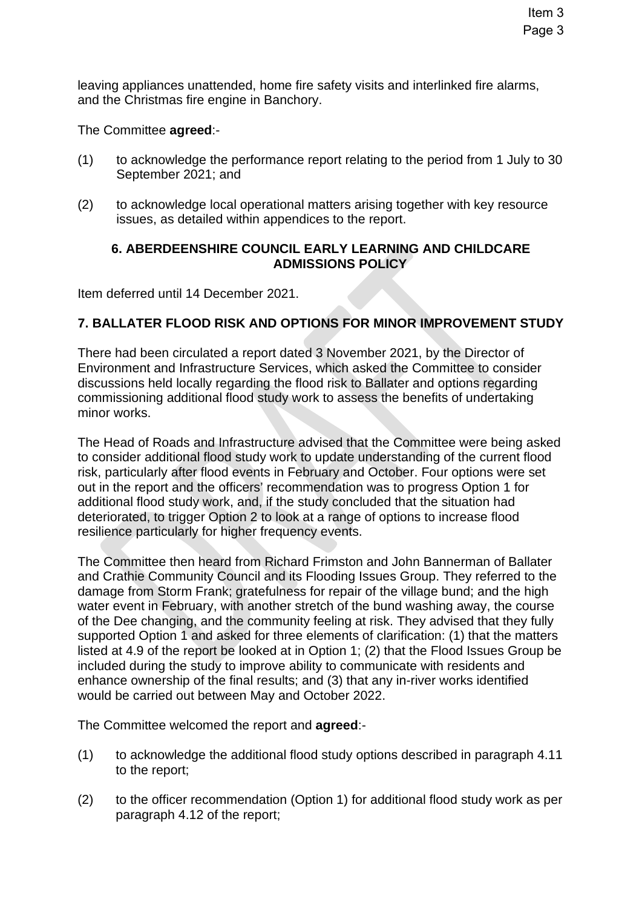leaving appliances unattended, home fire safety visits and interlinked fire alarms, and the Christmas fire engine in Banchory.

The Committee **agreed**:-

(1) to acknowledge the performance report relating to the period from 1 July to 30 September 2021; and

(2) to acknowledge local operational matters arising together with key resource issues, as detailed within appendices to the report.

## 6. ABERDEENSHIRE COUNCIL EARLY LEARNING AND CHILDCARE ADMISSIONS POLICY

Item deferred until 14 December 2021.

## 7. BALLATER FLOOD RISK AND OPTIONS FOR MINOR IMPROVEMENT STUDY

There had been circulated a report dated 3 November 2021, by the Director of Environment and Infrastructure Services, which asked the Committee to consider discussions held locally regarding the flood risk to Ballater and options regarding commissioning additional flood study work to assess the benefits of undertaking minor works.

The Head of Roads and Infrastructure advised that the Committee were being asked to consider additional flood study work to update understanding of the current flood risk, particularly after flood events in February and October. Four options were set out in the report and the officers' recommendation was to progress Option 1 for additional flood study work, and, if the study concluded that the situation had deteriorated, to trigger Option 2 to look at a range of options to increase flood resilience particularly for higher frequency events.

The Committee then heard from Richard Frimston and John Bannerman of Ballater and Crathie Community Council and its Flooding Issues Group. They referred to the damage from Storm Frank; gratefulness for repair of the village bund; and the high water event in February, with another stretch of the bund washing away, the course of the Dee changing, and the community feeling at risk. They advised that they fully supported Option 1 and asked for three elements of clarification: (1) that the matters listed at 4.9 of the report be looked at in Option 1; (2) that the Flood Issues Group be included during the study to improve ability to communicate with residents and enhance ownership of the final results; and (3) that any in-river works identified would be carried out between May and October 2022.

The Committee welcomed the report and **agreed**:-

(1) to acknowledge the additional flood study options described in paragraph 4.11 to the report;

(2) to the officer recommendation (Option 1) for additional flood study work as per paragraph 4.12 of the report;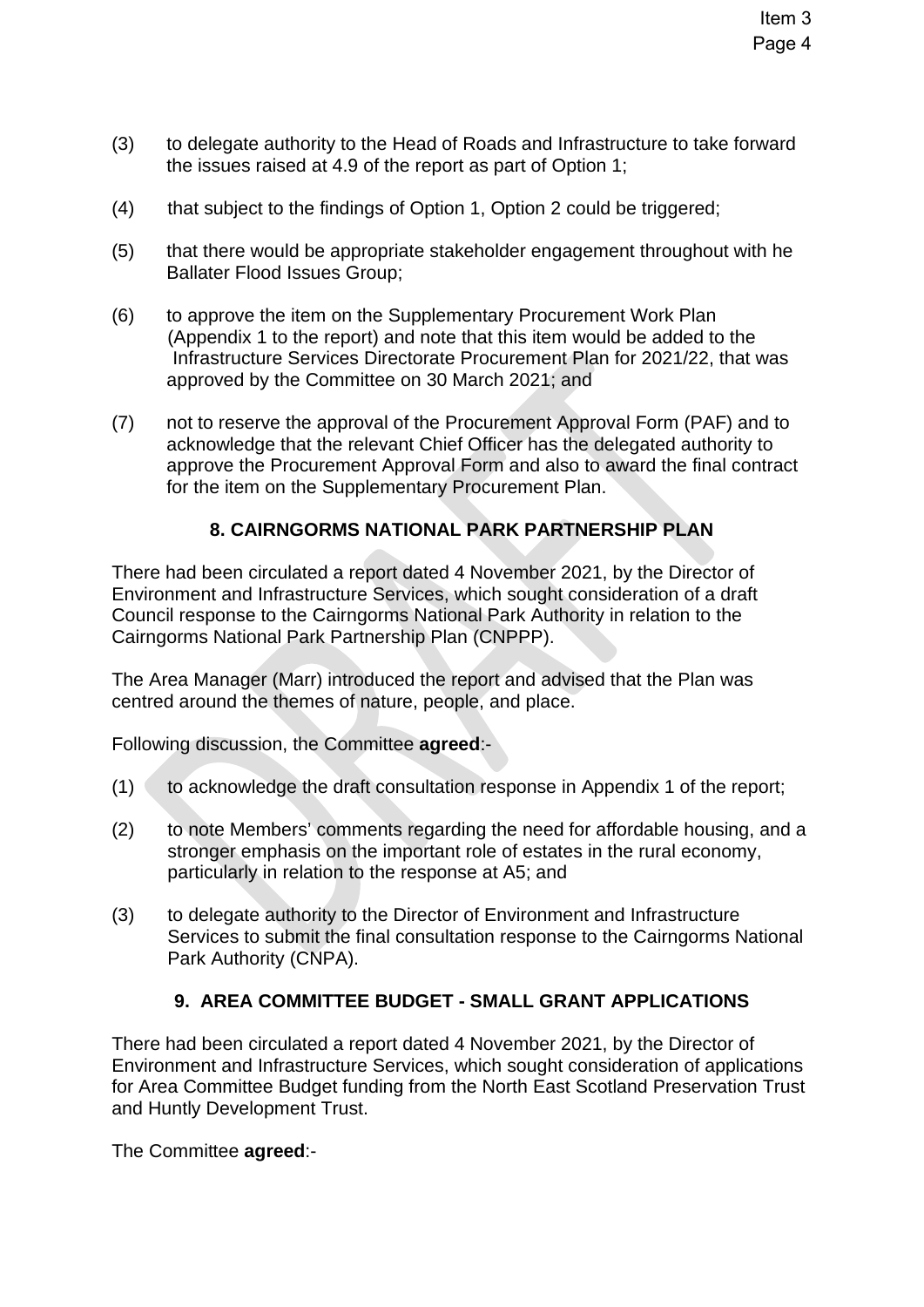(3) to delegate authority to the Head of Roads and Infrastructure to take forward the issues raised at 4.9 of the report as part of Option 1;

(4) that subject to the findings of Option 1, Option 2 could be triggered;

(5) that there would be appropriate stakeholder engagement throughout with he Ballater Flood Issues Group;

(6) to approve the item on the Supplementary Procurement Work Plan (Appendix 1 to the report) and note that this item would be added to the Infrastructure Services Directorate Procurement Plan for 2021/22, that was approved by the Committee on 30 March 2021; and

(7) not to reserve the approval of the Procurement Approval Form (PAF) and to acknowledge that the relevant Chief Officer has the delegated authority to approve the Procurement Approval Form and also to award the final contract for the item on the Supplementary Procurement Plan.

## 8. CAIRNGORMS NATIONAL PARK PARTNERSHIP PLAN

There had been circulated a report dated 4 November 2021, by the Director of Environment and Infrastructure Services, which sought consideration of a draft Council response to the Cairngorms National Park Authority in relation to the Cairngorms National Park Partnership Plan (CNPPP).

The Area Manager (Marr) introduced the report and advised that the Plan was centred around the themes of nature, people, and place.

Following discussion, the Committee **agreed**:-

(1) to acknowledge the draft consultation response in Appendix 1 of the report;

(2) to note Members' comments regarding the need for affordable housing, and a stronger emphasis on the important role of estates in the rural economy, particularly in relation to the response at A5; and

(3) to delegate authority to the Director of Environment and Infrastructure Services to submit the final consultation response to the Cairngorms National Park Authority (CNPA).

## 9. AREA COMMITTEE BUDGET - SMALL GRANT APPLICATIONS

There had been circulated a report dated 4 November 2021, by the Director of Environment and Infrastructure Services, which sought consideration of applications for Area Committee Budget funding from the North East Scotland Preservation Trust and Huntly Development Trust.

The Committee **agreed**:-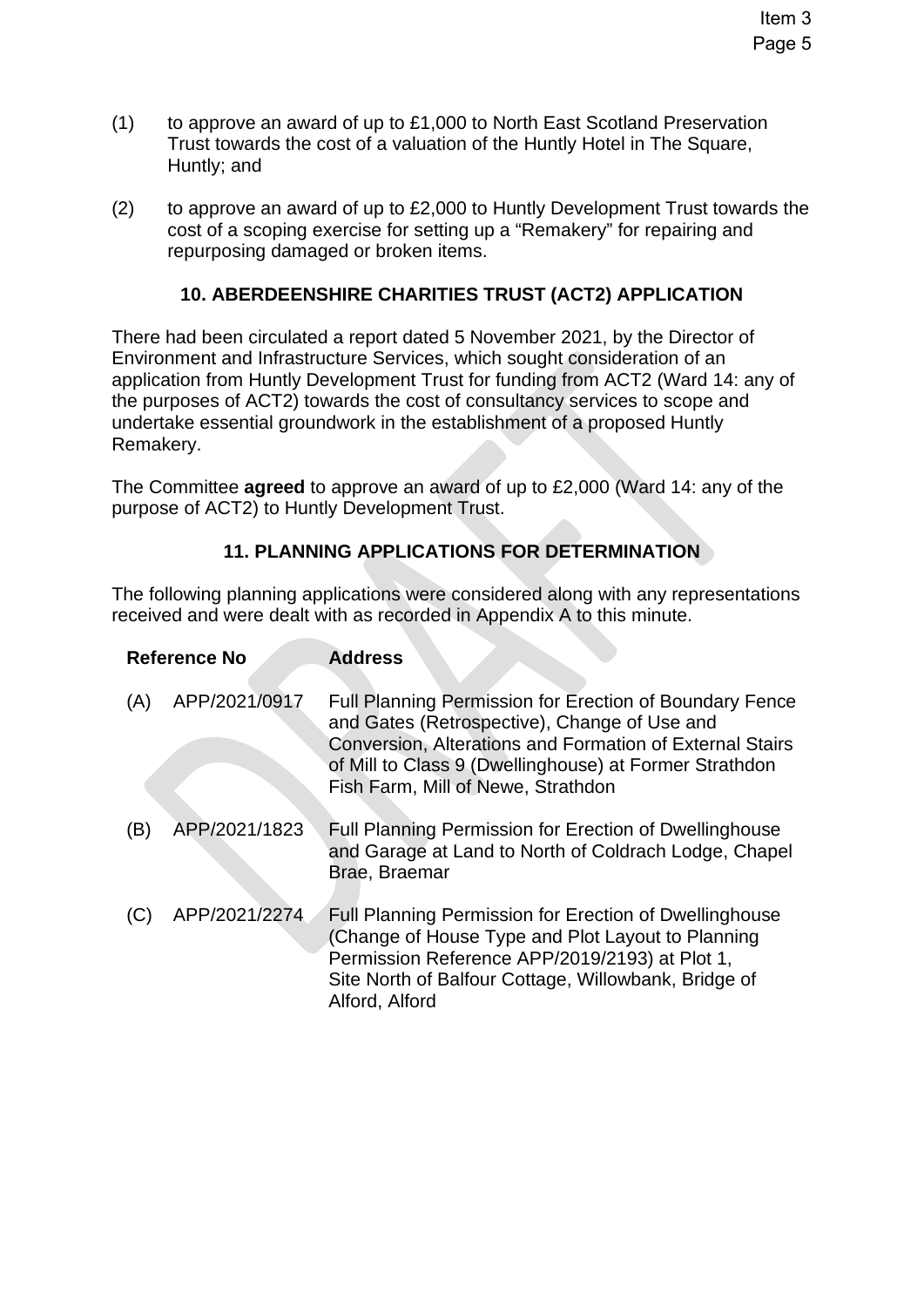(1) to approve an award of up to £1,000 to North East Scotland Preservation Trust towards the cost of a valuation of the Huntly Hotel in The Square, Huntly; and

(2) to approve an award of up to £2,000 to Huntly Development Trust towards the cost of a scoping exercise for setting up a "Remakery" for repairing and repurposing damaged or broken items.

## 10. ABERDEENSHIRE CHARITIES TRUST (ACT2) APPLICATION

There had been circulated a report dated 5 November 2021, by the Director of Environment and Infrastructure Services, which sought consideration of an application from Huntly Development Trust for funding from ACT2 (Ward 14: any of the purposes of ACT2) towards the cost of consultancy services to scope and undertake essential groundwork in the establishment of a proposed Huntly Remakery.

The Committee **agreed** to approve an award of up to £2,000 (Ward 14: any of the purpose of ACT2) to Huntly Development Trust.

## 11. PLANNING APPLICATIONS FOR DETERMINATION

The following planning applications were considered along with any representations received and were dealt with as recorded in Appendix A to this minute.

| | Reference No | Address |
|---|---|---|
| (A) | APP/2021/0917 | Full Planning Permission for Erection of Boundary Fence and Gates (Retrospective), Change of Use and Conversion, Alterations and Formation of External Stairs of Mill to Class 9 (Dwellinghouse) at Former Strathdon Fish Farm, Mill of Newe, Strathdon |
| (B) | APP/2021/1823 | Full Planning Permission for Erection of Dwellinghouse and Garage at Land to North of Coldrach Lodge, Chapel Brae, Braemar |
| (C) | APP/2021/2274 | Full Planning Permission for Erection of Dwellinghouse (Change of House Type and Plot Layout to Planning Permission Reference APP/2019/2193) at Plot 1, Site North of Balfour Cottage, Willowbank, Bridge of Alford, Alford |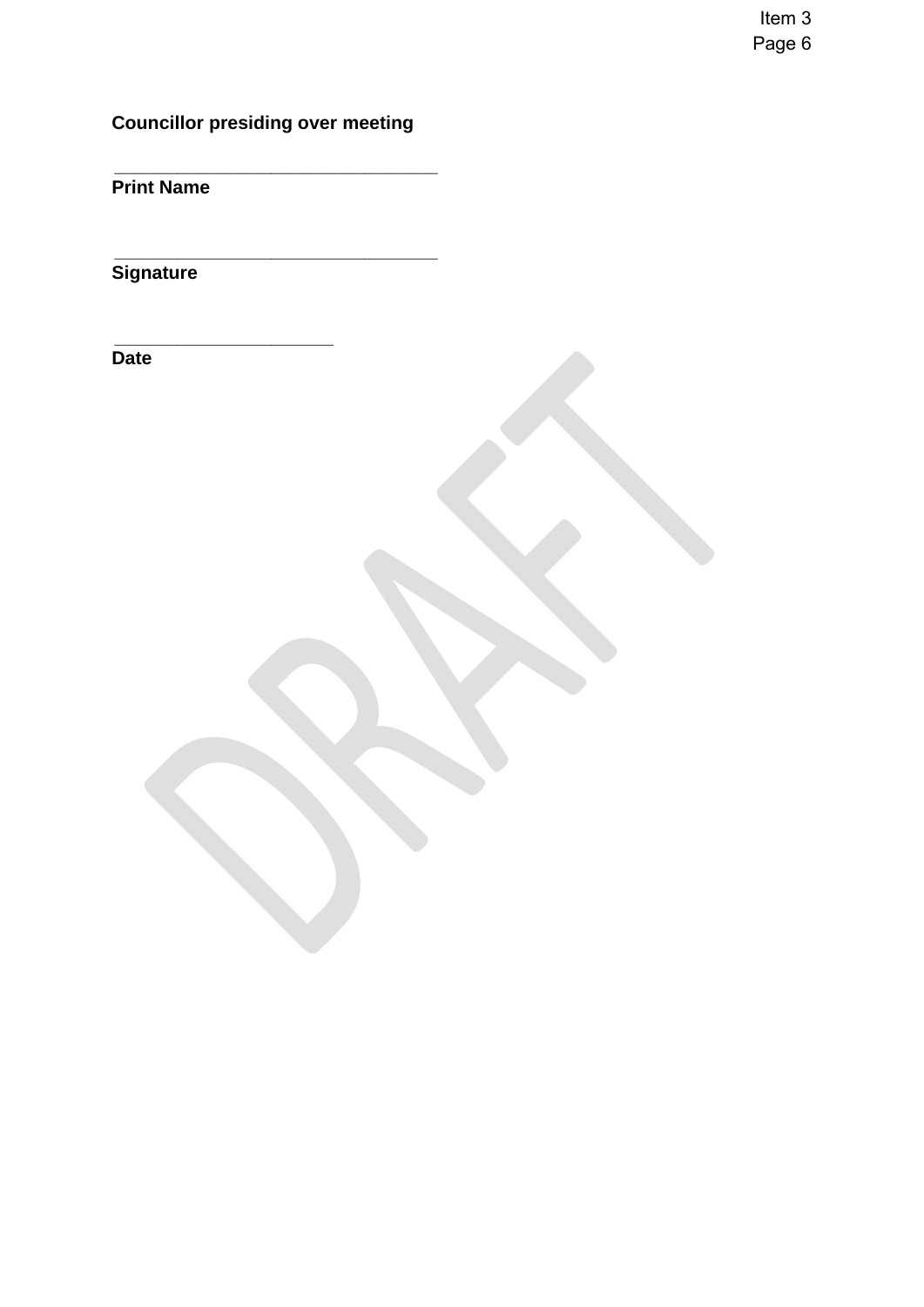**Councillor presiding over meeting**

\_\_\_\_\_\_\_\_\_\_\_\_\_\_\_\_\_\_\_\_\_\_\_\_\_\_\_\_\_\_\_\_
**Print Name**

\_\_\_\_\_\_\_\_\_\_\_\_\_\_\_\_\_\_\_\_\_\_\_\_\_\_\_\_\_\_\_\_
**Signature**

\_\_\_\_\_\_\_\_\_\_\_\_\_\_\_\_\_\_\_\_\_\_
**Date**

DRAFT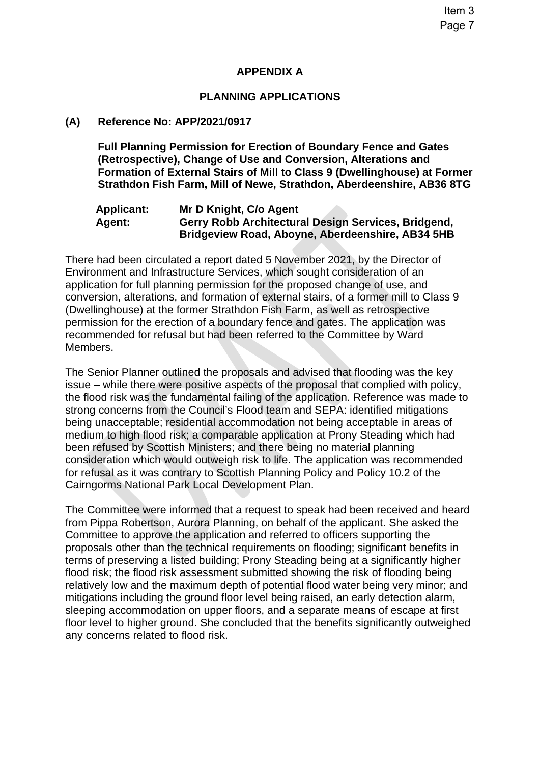## APPENDIX A

## PLANNING APPLICATIONS

### (A) Reference No: APP/2021/0917

**Full Planning Permission for Erection of Boundary Fence and Gates (Retrospective), Change of Use and Conversion, Alterations and Formation of External Stairs of Mill to Class 9 (Dwellinghouse) at Former Strathdon Fish Farm, Mill of Newe, Strathdon, Aberdeenshire, AB36 8TG**

**Applicant:** Mr D Knight, C/o Agent
**Agent:** Gerry Robb Architectural Design Services, Bridgend, Bridgeview Road, Aboyne, Aberdeenshire, AB34 5HB

There had been circulated a report dated 5 November 2021, by the Director of Environment and Infrastructure Services, which sought consideration of an application for full planning permission for the proposed change of use, and conversion, alterations, and formation of external stairs, of a former mill to Class 9 (Dwellinghouse) at the former Strathdon Fish Farm, as well as retrospective permission for the erection of a boundary fence and gates. The application was recommended for refusal but had been referred to the Committee by Ward Members.

The Senior Planner outlined the proposals and advised that flooding was the key issue – while there were positive aspects of the proposal that complied with policy, the flood risk was the fundamental failing of the application. Reference was made to strong concerns from the Council's Flood team and SEPA: identified mitigations being unacceptable; residential accommodation not being acceptable in areas of medium to high flood risk; a comparable application at Prony Steading which had been refused by Scottish Ministers; and there being no material planning consideration which would outweigh risk to life. The application was recommended for refusal as it was contrary to Scottish Planning Policy and Policy 10.2 of the Cairngorms National Park Local Development Plan.

The Committee were informed that a request to speak had been received and heard from Pippa Robertson, Aurora Planning, on behalf of the applicant. She asked the Committee to approve the application and referred to officers supporting the proposals other than the technical requirements on flooding; significant benefits in terms of preserving a listed building; Prony Steading being at a significantly higher flood risk; the flood risk assessment submitted showing the risk of flooding being relatively low and the maximum depth of potential flood water being very minor; and mitigations including the ground floor level being raised, an early detection alarm, sleeping accommodation on upper floors, and a separate means of escape at first floor level to higher ground. She concluded that the benefits significantly outweighed any concerns related to flood risk.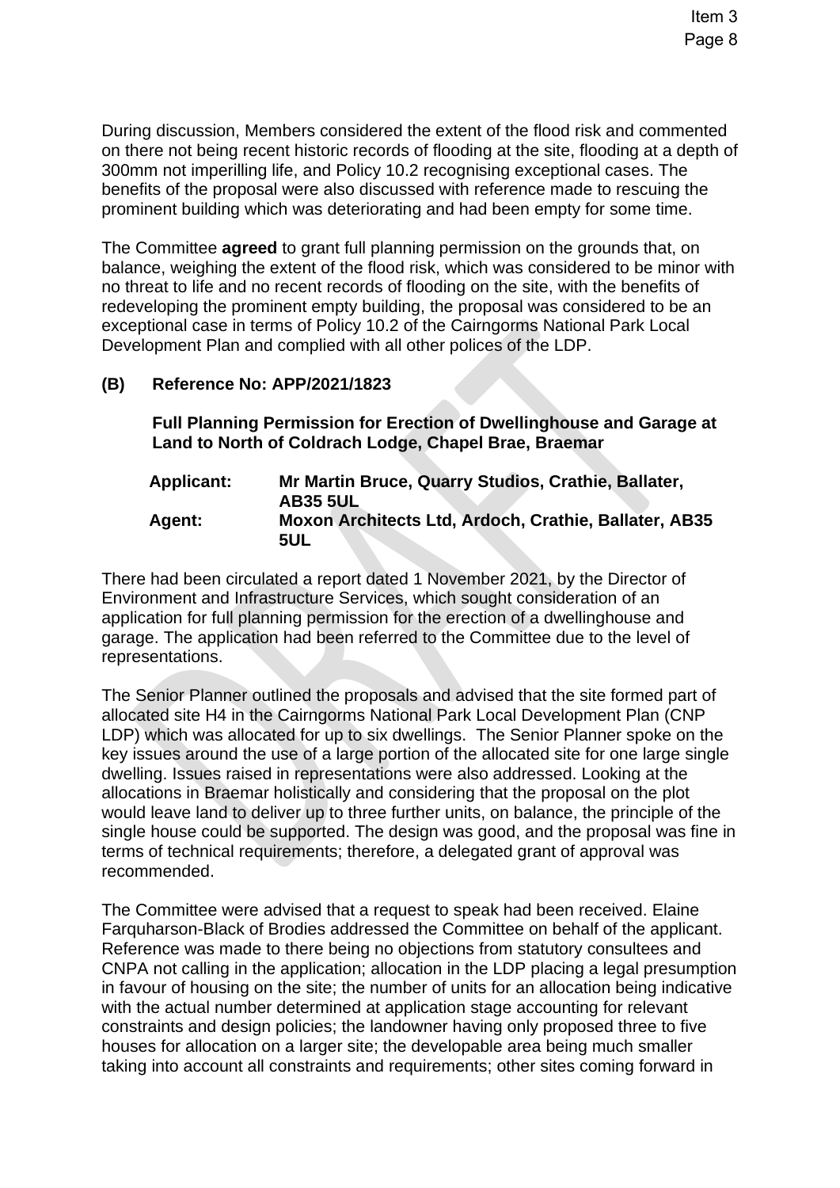During discussion, Members considered the extent of the flood risk and commented on there not being recent historic records of flooding at the site, flooding at a depth of 300mm not imperilling life, and Policy 10.2 recognising exceptional cases. The benefits of the proposal were also discussed with reference made to rescuing the prominent building which was deteriorating and had been empty for some time.

The Committee **agreed** to grant full planning permission on the grounds that, on balance, weighing the extent of the flood risk, which was considered to be minor with no threat to life and no recent records of flooding on the site, with the benefits of redeveloping the prominent empty building, the proposal was considered to be an exceptional case in terms of Policy 10.2 of the Cairngorms National Park Local Development Plan and complied with all other polices of the LDP.

**(B) Reference No: APP/2021/1823**

**Full Planning Permission for Erection of Dwellinghouse and Garage at Land to North of Coldrach Lodge, Chapel Brae, Braemar**

**Applicant:** **Mr Martin Bruce, Quarry Studios, Crathie, Ballater, AB35 5UL**
**Agent:** **Moxon Architects Ltd, Ardoch, Crathie, Ballater, AB35 5UL**

There had been circulated a report dated 1 November 2021, by the Director of Environment and Infrastructure Services, which sought consideration of an application for full planning permission for the erection of a dwellinghouse and garage. The application had been referred to the Committee due to the level of representations.

The Senior Planner outlined the proposals and advised that the site formed part of allocated site H4 in the Cairngorms National Park Local Development Plan (CNP LDP) which was allocated for up to six dwellings. The Senior Planner spoke on the key issues around the use of a large portion of the allocated site for one large single dwelling. Issues raised in representations were also addressed. Looking at the allocations in Braemar holistically and considering that the proposal on the plot would leave land to deliver up to three further units, on balance, the principle of the single house could be supported. The design was good, and the proposal was fine in terms of technical requirements; therefore, a delegated grant of approval was recommended.

The Committee were advised that a request to speak had been received. Elaine Farquharson-Black of Brodies addressed the Committee on behalf of the applicant. Reference was made to there being no objections from statutory consultees and CNPA not calling in the application; allocation in the LDP placing a legal presumption in favour of housing on the site; the number of units for an allocation being indicative with the actual number determined at application stage accounting for relevant constraints and design policies; the landowner having only proposed three to five houses for allocation on a larger site; the developable area being much smaller taking into account all constraints and requirements; other sites coming forward in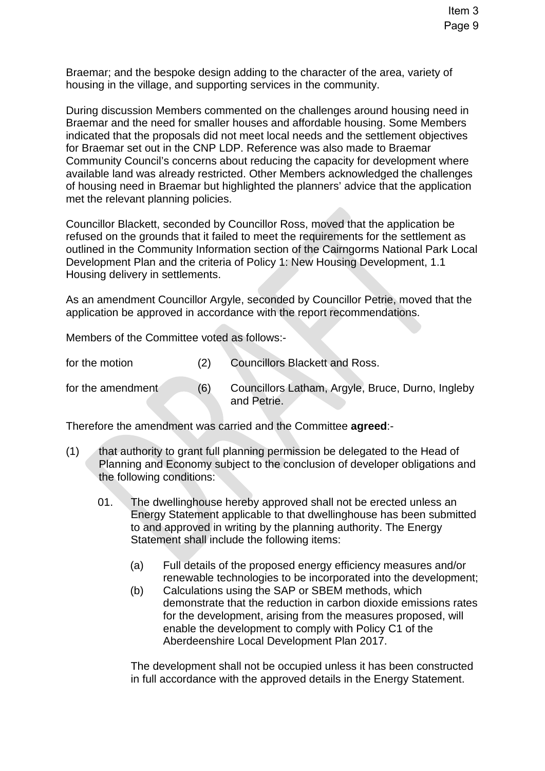Braemar; and the bespoke design adding to the character of the area, variety of housing in the village, and supporting services in the community.

During discussion Members commented on the challenges around housing need in Braemar and the need for smaller houses and affordable housing. Some Members indicated that the proposals did not meet local needs and the settlement objectives for Braemar set out in the CNP LDP. Reference was also made to Braemar Community Council's concerns about reducing the capacity for development where available land was already restricted. Other Members acknowledged the challenges of housing need in Braemar but highlighted the planners' advice that the application met the relevant planning policies.

Councillor Blackett, seconded by Councillor Ross, moved that the application be refused on the grounds that it failed to meet the requirements for the settlement as outlined in the Community Information section of the Cairngorms National Park Local Development Plan and the criteria of Policy 1: New Housing Development, 1.1 Housing delivery in settlements.

As an amendment Councillor Argyle, seconded by Councillor Petrie, moved that the application be approved in accordance with the report recommendations.

Members of the Committee voted as follows:-

| | | |
|---|---|---|
| for the motion | (2) | Councillors Blackett and Ross. |
| for the amendment | (6) | Councillors Latham, Argyle, Bruce, Durno, Ingleby and Petrie. |

Therefore the amendment was carried and the Committee **agreed**:-

(1) that authority to grant full planning permission be delegated to the Head of Planning and Economy subject to the conclusion of developer obligations and the following conditions:

01. The dwellinghouse hereby approved shall not be erected unless an Energy Statement applicable to that dwellinghouse has been submitted to and approved in writing by the planning authority. The Energy Statement shall include the following items:

    (a) Full details of the proposed energy efficiency measures and/or renewable technologies to be incorporated into the development;

    (b) Calculations using the SAP or SBEM methods, which demonstrate that the reduction in carbon dioxide emissions rates for the development, arising from the measures proposed, will enable the development to comply with Policy C1 of the Aberdeenshire Local Development Plan 2017.

    The development shall not be occupied unless it has been constructed in full accordance with the approved details in the Energy Statement.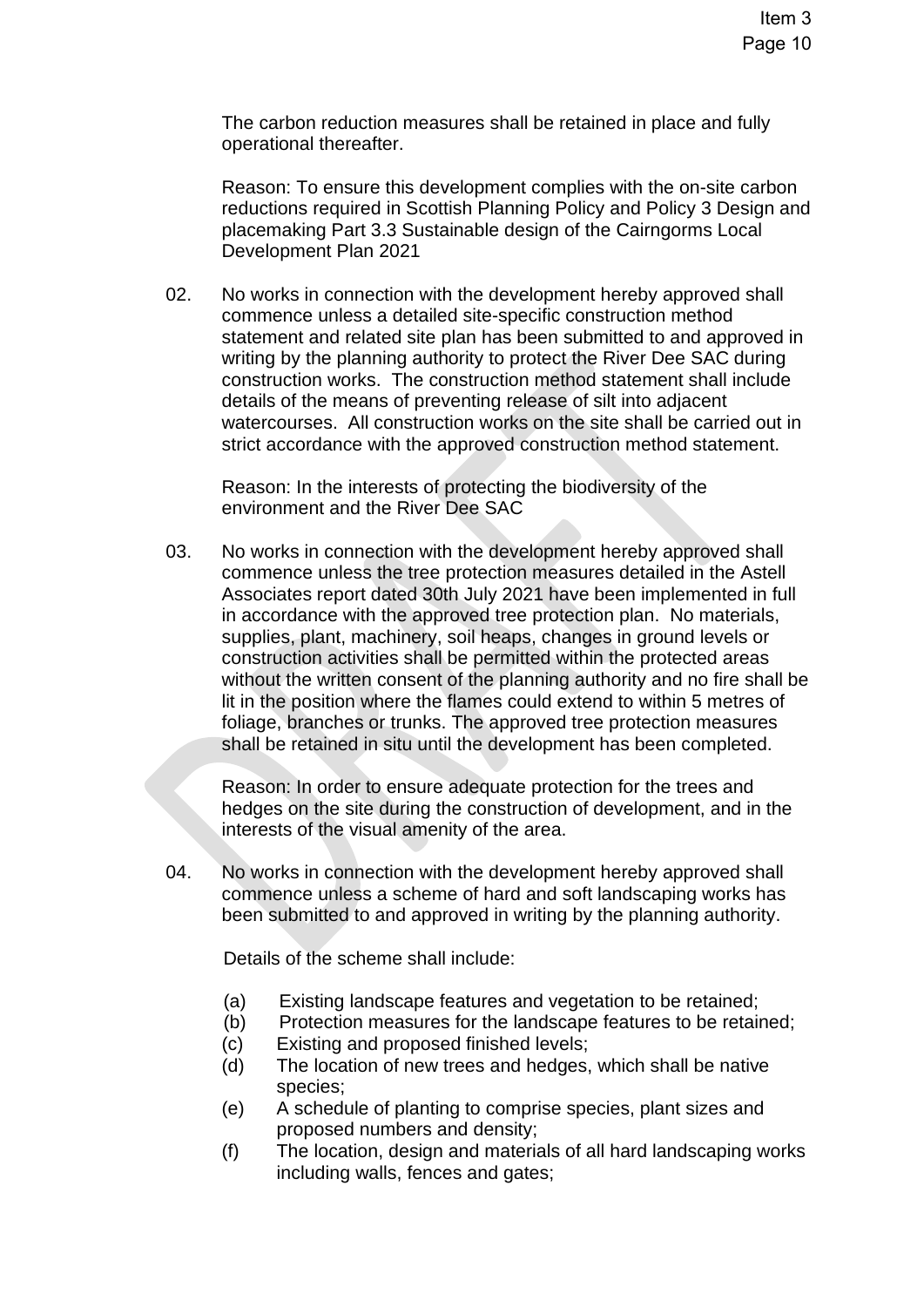The carbon reduction measures shall be retained in place and fully operational thereafter.

Reason: To ensure this development complies with the on-site carbon reductions required in Scottish Planning Policy and Policy 3 Design and placemaking Part 3.3 Sustainable design of the Cairngorms Local Development Plan 2021

02. No works in connection with the development hereby approved shall commence unless a detailed site-specific construction method statement and related site plan has been submitted to and approved in writing by the planning authority to protect the River Dee SAC during construction works. The construction method statement shall include details of the means of preventing release of silt into adjacent watercourses. All construction works on the site shall be carried out in strict accordance with the approved construction method statement.

    Reason: In the interests of protecting the biodiversity of the environment and the River Dee SAC

03. No works in connection with the development hereby approved shall commence unless the tree protection measures detailed in the Astell Associates report dated 30th July 2021 have been implemented in full in accordance with the approved tree protection plan. No materials, supplies, plant, machinery, soil heaps, changes in ground levels or construction activities shall be permitted within the protected areas without the written consent of the planning authority and no fire shall be lit in the position where the flames could extend to within 5 metres of foliage, branches or trunks. The approved tree protection measures shall be retained in situ until the development has been completed.

    Reason: In order to ensure adequate protection for the trees and hedges on the site during the construction of development, and in the interests of the visual amenity of the area.

04. No works in connection with the development hereby approved shall commence unless a scheme of hard and soft landscaping works has been submitted to and approved in writing by the planning authority.

    Details of the scheme shall include:

    (a) Existing landscape features and vegetation to be retained;
    (b) Protection measures for the landscape features to be retained;
    (c) Existing and proposed finished levels;
    (d) The location of new trees and hedges, which shall be native species;
    (e) A schedule of planting to comprise species, plant sizes and proposed numbers and density;
    (f) The location, design and materials of all hard landscaping works including walls, fences and gates;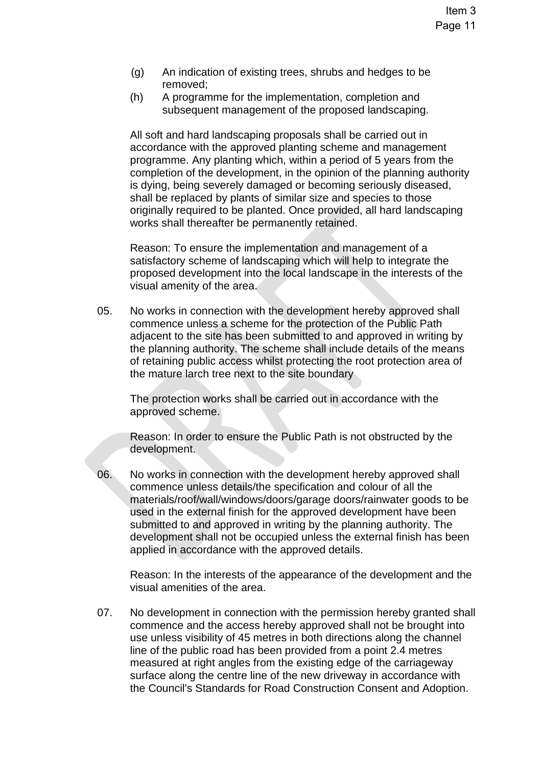(g) An indication of existing trees, shrubs and hedges to be removed;

(h) A programme for the implementation, completion and subsequent management of the proposed landscaping.

All soft and hard landscaping proposals shall be carried out in accordance with the approved planting scheme and management programme. Any planting which, within a period of 5 years from the completion of the development, in the opinion of the planning authority is dying, being severely damaged or becoming seriously diseased, shall be replaced by plants of similar size and species to those originally required to be planted. Once provided, all hard landscaping works shall thereafter be permanently retained.

Reason: To ensure the implementation and management of a satisfactory scheme of landscaping which will help to integrate the proposed development into the local landscape in the interests of the visual amenity of the area.

05. No works in connection with the development hereby approved shall commence unless a scheme for the protection of the Public Path adjacent to the site has been submitted to and approved in writing by the planning authority. The scheme shall include details of the means of retaining public access whilst protecting the root protection area of the mature larch tree next to the site boundary

The protection works shall be carried out in accordance with the approved scheme.

Reason: In order to ensure the Public Path is not obstructed by the development.

06. No works in connection with the development hereby approved shall commence unless details/the specification and colour of all the materials/roof/wall/windows/doors/garage doors/rainwater goods to be used in the external finish for the approved development have been submitted to and approved in writing by the planning authority. The development shall not be occupied unless the external finish has been applied in accordance with the approved details.

Reason: In the interests of the appearance of the development and the visual amenities of the area.

07. No development in connection with the permission hereby granted shall commence and the access hereby approved shall not be brought into use unless visibility of 45 metres in both directions along the channel line of the public road has been provided from a point 2.4 metres measured at right angles from the existing edge of the carriageway surface along the centre line of the new driveway in accordance with the Council's Standards for Road Construction Consent and Adoption.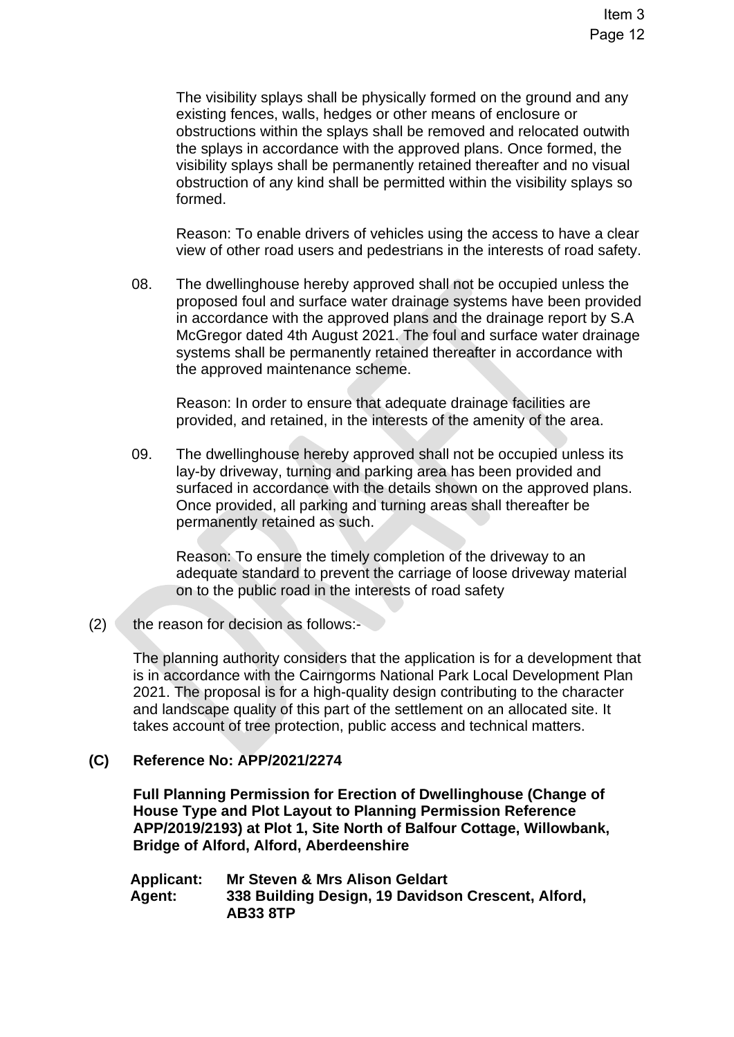The visibility splays shall be physically formed on the ground and any existing fences, walls, hedges or other means of enclosure or obstructions within the splays shall be removed and relocated outwith the splays in accordance with the approved plans. Once formed, the visibility splays shall be permanently retained thereafter and no visual obstruction of any kind shall be permitted within the visibility splays so formed.

Reason: To enable drivers of vehicles using the access to have a clear view of other road users and pedestrians in the interests of road safety.

08. The dwellinghouse hereby approved shall not be occupied unless the proposed foul and surface water drainage systems have been provided in accordance with the approved plans and the drainage report by S.A McGregor dated 4th August 2021. The foul and surface water drainage systems shall be permanently retained thereafter in accordance with the approved maintenance scheme.

    Reason: In order to ensure that adequate drainage facilities are provided, and retained, in the interests of the amenity of the area.

09. The dwellinghouse hereby approved shall not be occupied unless its lay-by driveway, turning and parking area has been provided and surfaced in accordance with the details shown on the approved plans. Once provided, all parking and turning areas shall thereafter be permanently retained as such.

    Reason: To ensure the timely completion of the driveway to an adequate standard to prevent the carriage of loose driveway material on to the public road in the interests of road safety

(2) the reason for decision as follows:-

The planning authority considers that the application is for a development that is in accordance with the Cairngorms National Park Local Development Plan 2021. The proposal is for a high-quality design contributing to the character and landscape quality of this part of the settlement on an allocated site. It takes account of tree protection, public access and technical matters.

**(C) Reference No: APP/2021/2274**

**Full Planning Permission for Erection of Dwellinghouse (Change of House Type and Plot Layout to Planning Permission Reference APP/2019/2193) at Plot 1, Site North of Balfour Cottage, Willowbank, Bridge of Alford, Alford, Aberdeenshire**

**Applicant:** **Mr Steven & Mrs Alison Geldart**
**Agent:** **338 Building Design, 19 Davidson Crescent, Alford, AB33 8TP**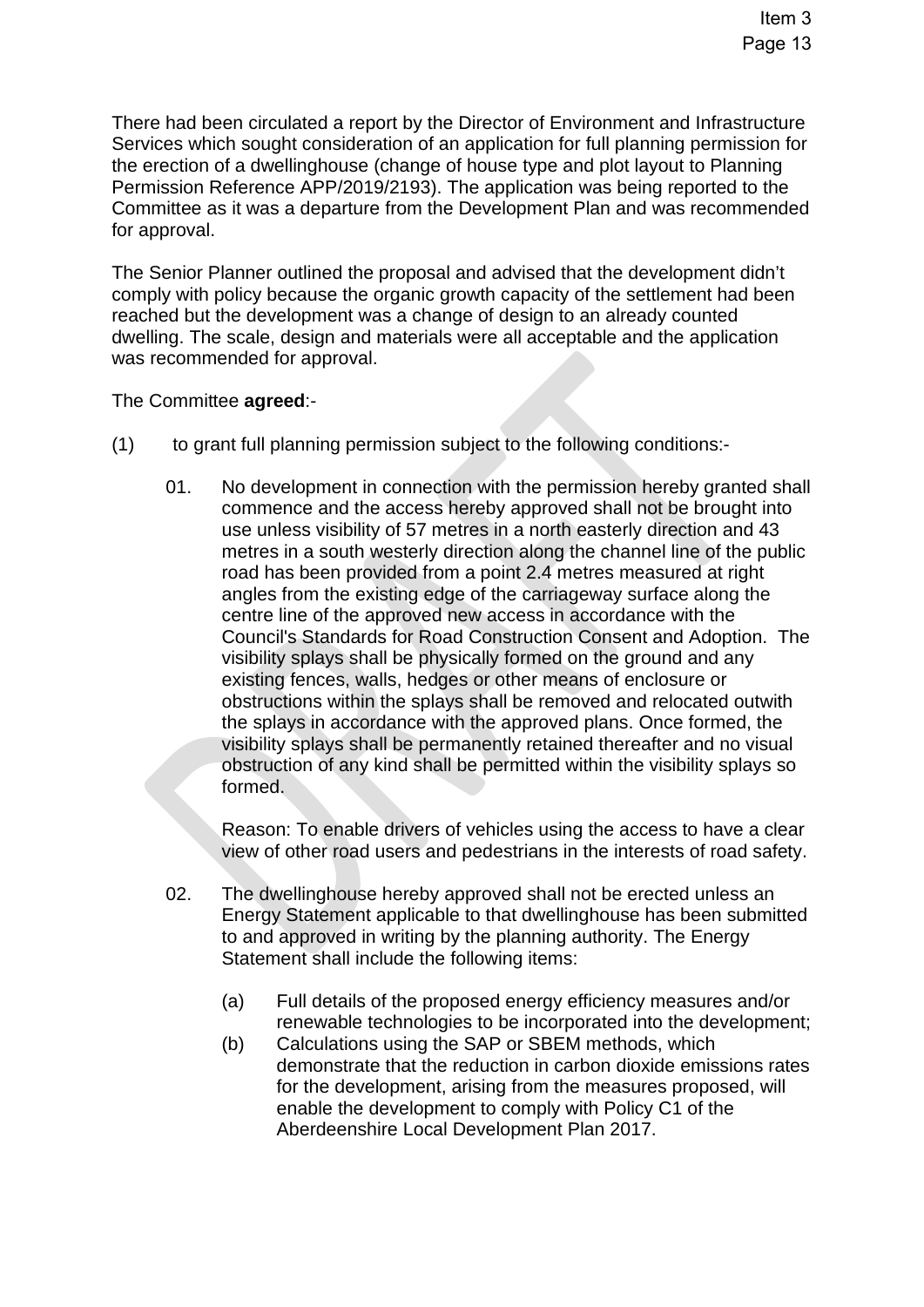There had been circulated a report by the Director of Environment and Infrastructure Services which sought consideration of an application for full planning permission for the erection of a dwellinghouse (change of house type and plot layout to Planning Permission Reference APP/2019/2193). The application was being reported to the Committee as it was a departure from the Development Plan and was recommended for approval.

The Senior Planner outlined the proposal and advised that the development didn't comply with policy because the organic growth capacity of the settlement had been reached but the development was a change of design to an already counted dwelling. The scale, design and materials were all acceptable and the application was recommended for approval.

The Committee **agreed**:-

(1) to grant full planning permission subject to the following conditions:-

01. No development in connection with the permission hereby granted shall commence and the access hereby approved shall not be brought into use unless visibility of 57 metres in a north easterly direction and 43 metres in a south westerly direction along the channel line of the public road has been provided from a point 2.4 metres measured at right angles from the existing edge of the carriageway surface along the centre line of the approved new access in accordance with the Council's Standards for Road Construction Consent and Adoption. The visibility splays shall be physically formed on the ground and any existing fences, walls, hedges or other means of enclosure or obstructions within the splays shall be removed and relocated outwith the splays in accordance with the approved plans. Once formed, the visibility splays shall be permanently retained thereafter and no visual obstruction of any kind shall be permitted within the visibility splays so formed.

    Reason: To enable drivers of vehicles using the access to have a clear view of other road users and pedestrians in the interests of road safety.

02. The dwellinghouse hereby approved shall not be erected unless an Energy Statement applicable to that dwellinghouse has been submitted to and approved in writing by the planning authority. The Energy Statement shall include the following items:

    (a) Full details of the proposed energy efficiency measures and/or renewable technologies to be incorporated into the development;
    (b) Calculations using the SAP or SBEM methods, which demonstrate that the reduction in carbon dioxide emissions rates for the development, arising from the measures proposed, will enable the development to comply with Policy C1 of the Aberdeenshire Local Development Plan 2017.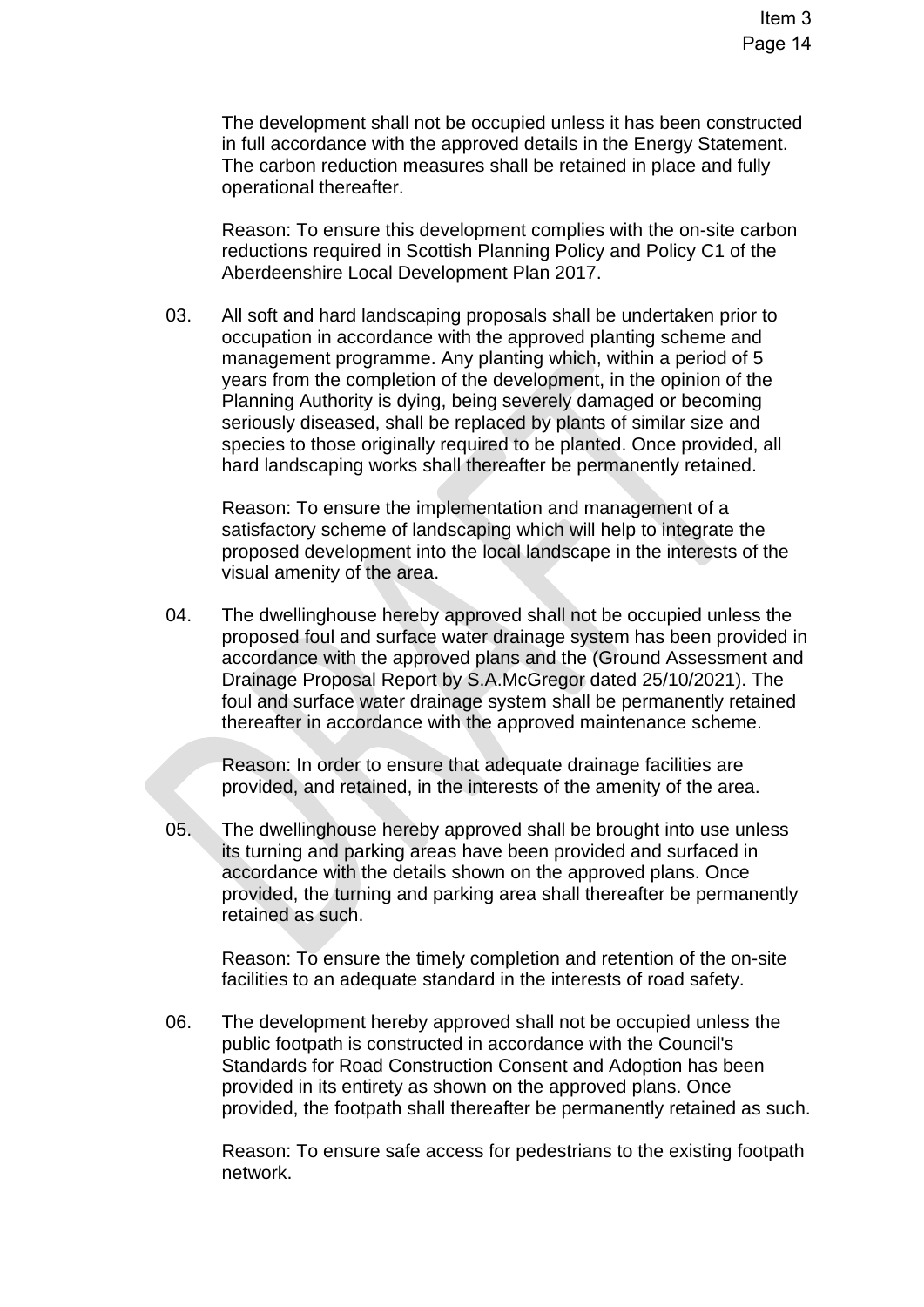The development shall not be occupied unless it has been constructed in full accordance with the approved details in the Energy Statement. The carbon reduction measures shall be retained in place and fully operational thereafter.

Reason: To ensure this development complies with the on-site carbon reductions required in Scottish Planning Policy and Policy C1 of the Aberdeenshire Local Development Plan 2017.

03. All soft and hard landscaping proposals shall be undertaken prior to occupation in accordance with the approved planting scheme and management programme. Any planting which, within a period of 5 years from the completion of the development, in the opinion of the Planning Authority is dying, being severely damaged or becoming seriously diseased, shall be replaced by plants of similar size and species to those originally required to be planted. Once provided, all hard landscaping works shall thereafter be permanently retained.

Reason: To ensure the implementation and management of a satisfactory scheme of landscaping which will help to integrate the proposed development into the local landscape in the interests of the visual amenity of the area.

04. The dwellinghouse hereby approved shall not be occupied unless the proposed foul and surface water drainage system has been provided in accordance with the approved plans and the (Ground Assessment and Drainage Proposal Report by S.A.McGregor dated 25/10/2021). The foul and surface water drainage system shall be permanently retained thereafter in accordance with the approved maintenance scheme.

Reason: In order to ensure that adequate drainage facilities are provided, and retained, in the interests of the amenity of the area.

05. The dwellinghouse hereby approved shall be brought into use unless its turning and parking areas have been provided and surfaced in accordance with the details shown on the approved plans. Once provided, the turning and parking area shall thereafter be permanently retained as such.

Reason: To ensure the timely completion and retention of the on-site facilities to an adequate standard in the interests of road safety.

06. The development hereby approved shall not be occupied unless the public footpath is constructed in accordance with the Council's Standards for Road Construction Consent and Adoption has been provided in its entirety as shown on the approved plans. Once provided, the footpath shall thereafter be permanently retained as such.

Reason: To ensure safe access for pedestrians to the existing footpath network.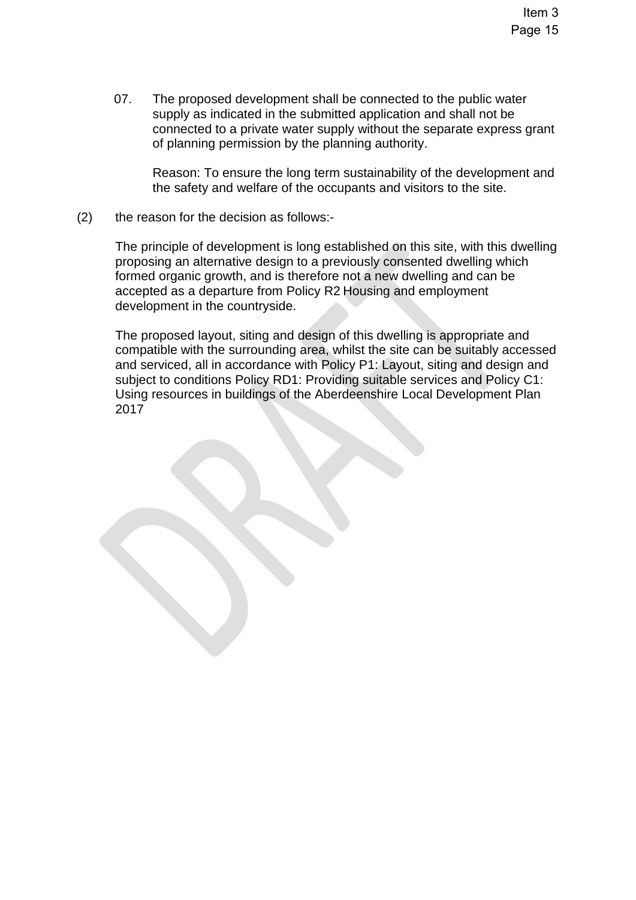07. The proposed development shall be connected to the public water supply as indicated in the submitted application and shall not be connected to a private water supply without the separate express grant of planning permission by the planning authority.

    Reason: To ensure the long term sustainability of the development and the safety and welfare of the occupants and visitors to the site.

(2) the reason for the decision as follows:-

The principle of development is long established on this site, with this dwelling proposing an alternative design to a previously consented dwelling which formed organic growth, and is therefore not a new dwelling and can be accepted as a departure from Policy R2 Housing and employment development in the countryside.

The proposed layout, siting and design of this dwelling is appropriate and compatible with the surrounding area, whilst the site can be suitably accessed and serviced, all in accordance with Policy P1: Layout, siting and design and subject to conditions Policy RD1: Providing suitable services and Policy C1: Using resources in buildings of the Aberdeenshire Local Development Plan 2017